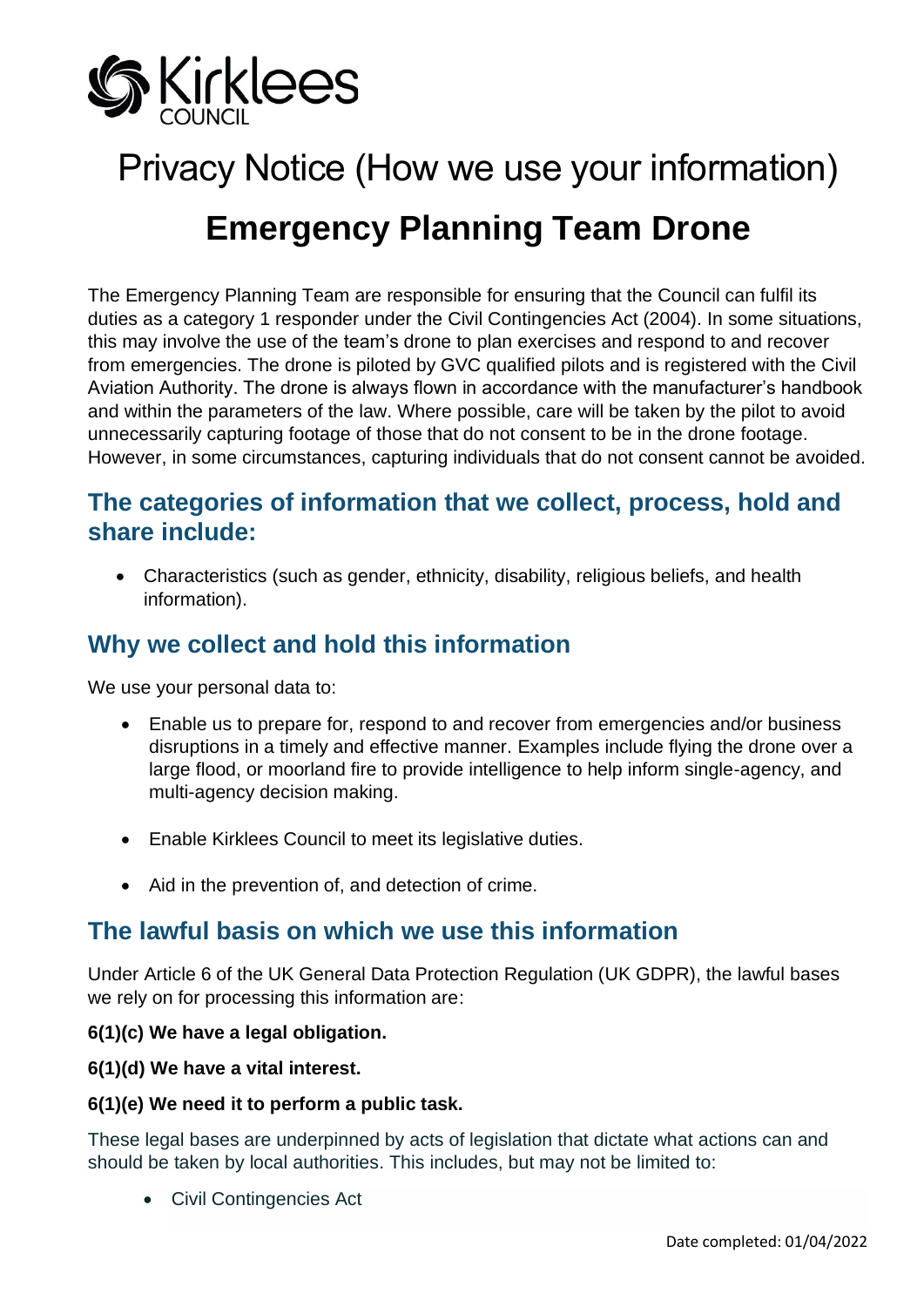Kirklees COUNCIL

# Privacy Notice (How we use your information)

# Emergency Planning Team Drone

The Emergency Planning Team are responsible for ensuring that the Council can fulfil its duties as a category 1 responder under the Civil Contingencies Act (2004). In some situations, this may involve the use of the team's drone to plan exercises and respond to and recover from emergencies. The drone is piloted by GVC qualified pilots and is registered with the Civil Aviation Authority. The drone is always flown in accordance with the manufacturer's handbook and within the parameters of the law. Where possible, care will be taken by the pilot to avoid unnecessarily capturing footage of those that do not consent to be in the drone footage. However, in some circumstances, capturing individuals that do not consent cannot be avoided.

## The categories of information that we collect, process, hold and share include:

- Characteristics (such as gender, ethnicity, disability, religious beliefs, and health information).

## Why we collect and hold this information

We use your personal data to:

- Enable us to prepare for, respond to and recover from emergencies and/or business disruptions in a timely and effective manner. Examples include flying the drone over a large flood, or moorland fire to provide intelligence to help inform single-agency, and multi-agency decision making.
- Enable Kirklees Council to meet its legislative duties.
- Aid in the prevention of, and detection of crime.

## The lawful basis on which we use this information

Under Article 6 of the UK General Data Protection Regulation (UK GDPR), the lawful bases we rely on for processing this information are:

**6(1)(c) We have a legal obligation.**

**6(1)(d) We have a vital interest.**

**6(1)(e) We need it to perform a public task.**

These legal bases are underpinned by acts of legislation that dictate what actions can and should be taken by local authorities. This includes, but may not be limited to:

- Civil Contingencies Act

Date completed: 01/04/2022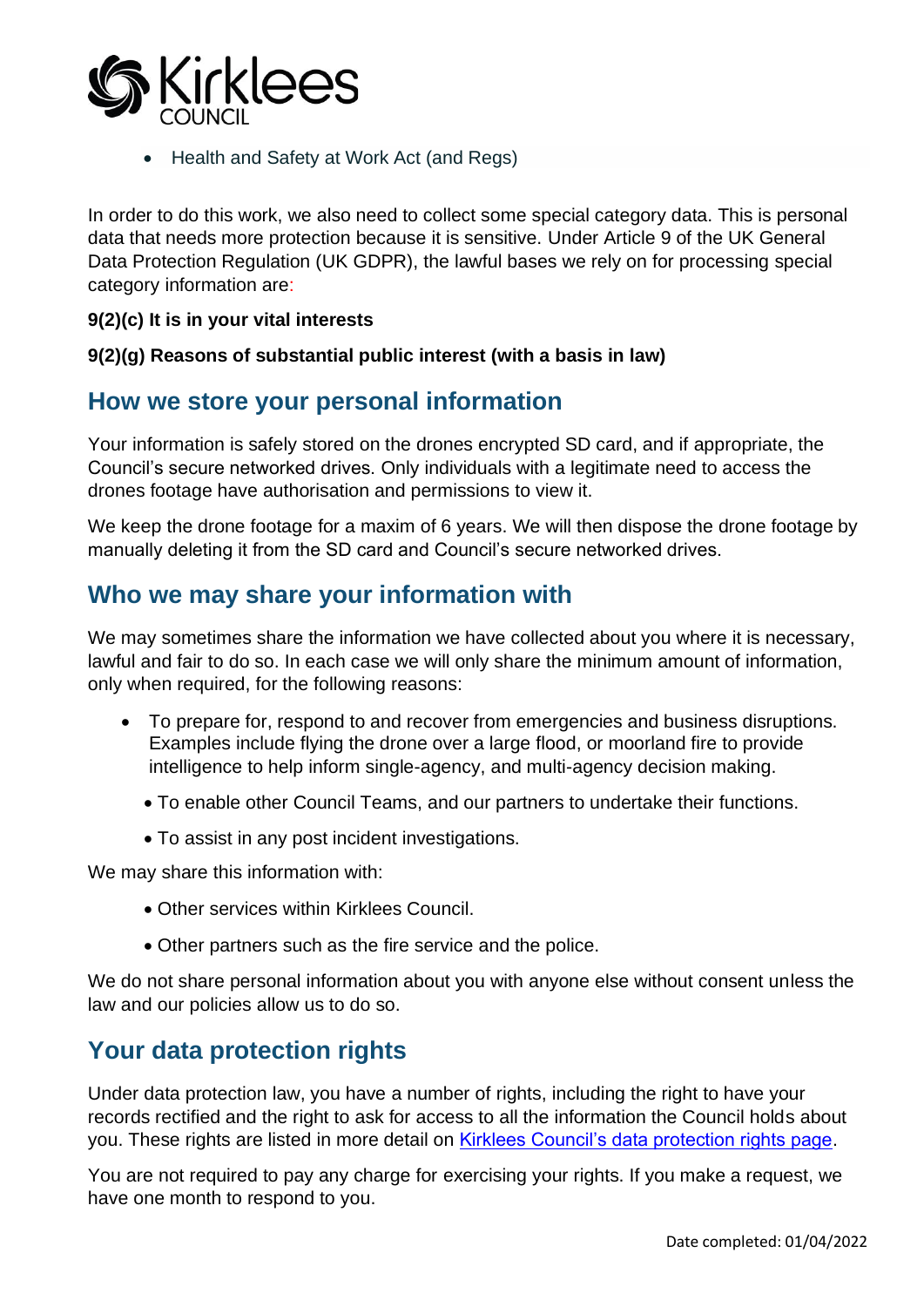- Health and Safety at Work Act (and Regs)

In order to do this work, we also need to collect some special category data. This is personal data that needs more protection because it is sensitive. Under Article 9 of the UK General Data Protection Regulation (UK GDPR), the lawful bases we rely on for processing special category information are:

**9(2)(c) It is in your vital interests**

**9(2)(g) Reasons of substantial public interest (with a basis in law)**

## How we store your personal information

Your information is safely stored on the drones encrypted SD card, and if appropriate, the Council's secure networked drives. Only individuals with a legitimate need to access the drones footage have authorisation and permissions to view it.

We keep the drone footage for a maxim of 6 years. We will then dispose the drone footage by manually deleting it from the SD card and Council's secure networked drives.

## Who we may share your information with

We may sometimes share the information we have collected about you where it is necessary, lawful and fair to do so. In each case we will only share the minimum amount of information, only when required, for the following reasons:

- To prepare for, respond to and recover from emergencies and business disruptions. Examples include flying the drone over a large flood, or moorland fire to provide intelligence to help inform single-agency, and multi-agency decision making.
- To enable other Council Teams, and our partners to undertake their functions.
- To assist in any post incident investigations.

We may share this information with:

- Other services within Kirklees Council.
- Other partners such as the fire service and the police.

We do not share personal information about you with anyone else without consent unless the law and our policies allow us to do so.

## Your data protection rights

Under data protection law, you have a number of rights, including the right to have your records rectified and the right to ask for access to all the information the Council holds about you. These rights are listed in more detail on [Kirklees Council's data protection rights page](#).

You are not required to pay any charge for exercising your rights. If you make a request, we have one month to respond to you.

Date completed: 01/04/2022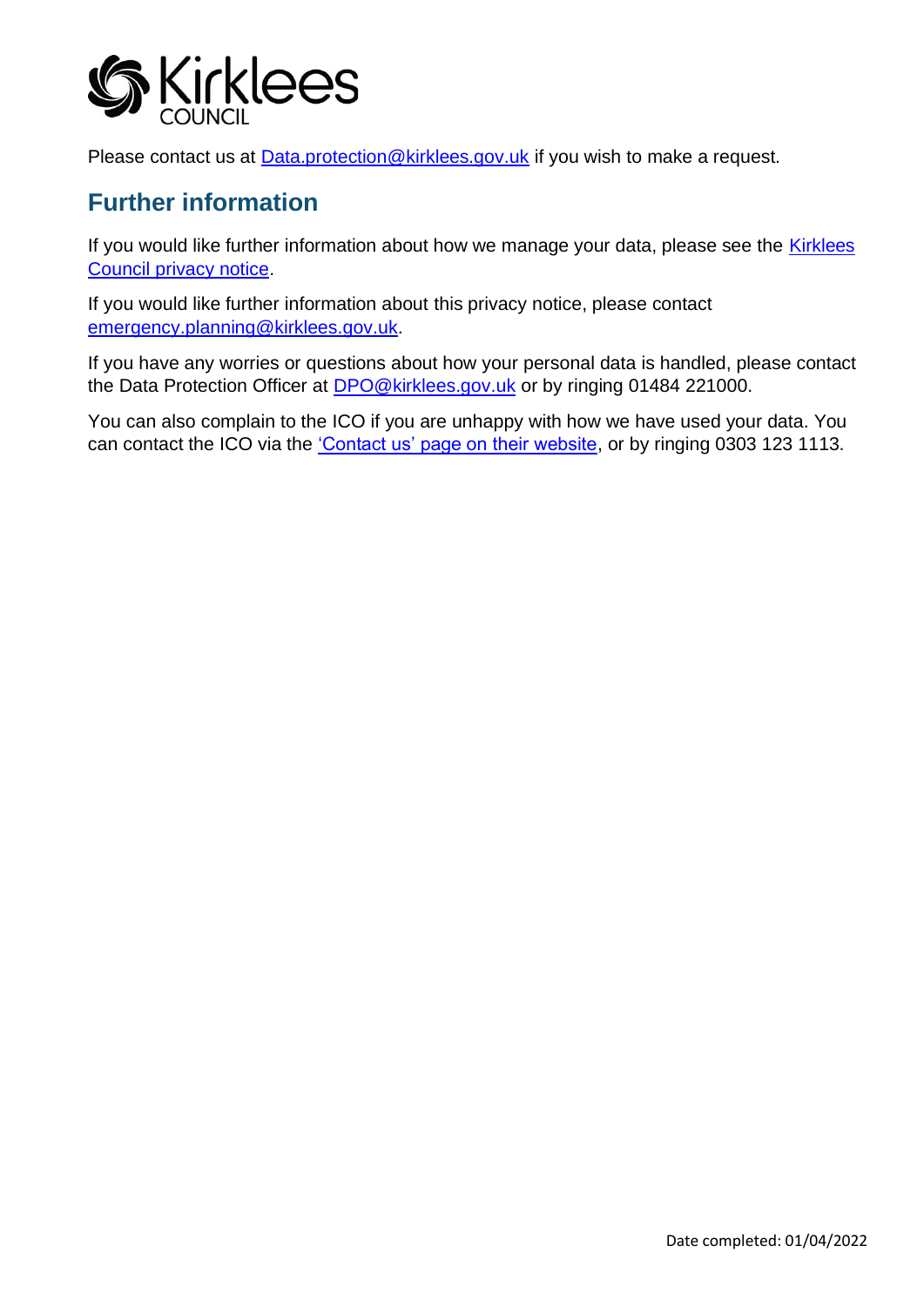Please contact us at Data.protection@kirklees.gov.uk if you wish to make a request.

## Further information

If you would like further information about how we manage your data, please see the Kirklees Council privacy notice.

If you would like further information about this privacy notice, please contact emergency.planning@kirklees.gov.uk.

If you have any worries or questions about how your personal data is handled, please contact the Data Protection Officer at DPO@kirklees.gov.uk or by ringing 01484 221000.

You can also complain to the ICO if you are unhappy with how we have used your data. You can contact the ICO via the 'Contact us' page on their website, or by ringing 0303 123 1113.

Date completed: 01/04/2022